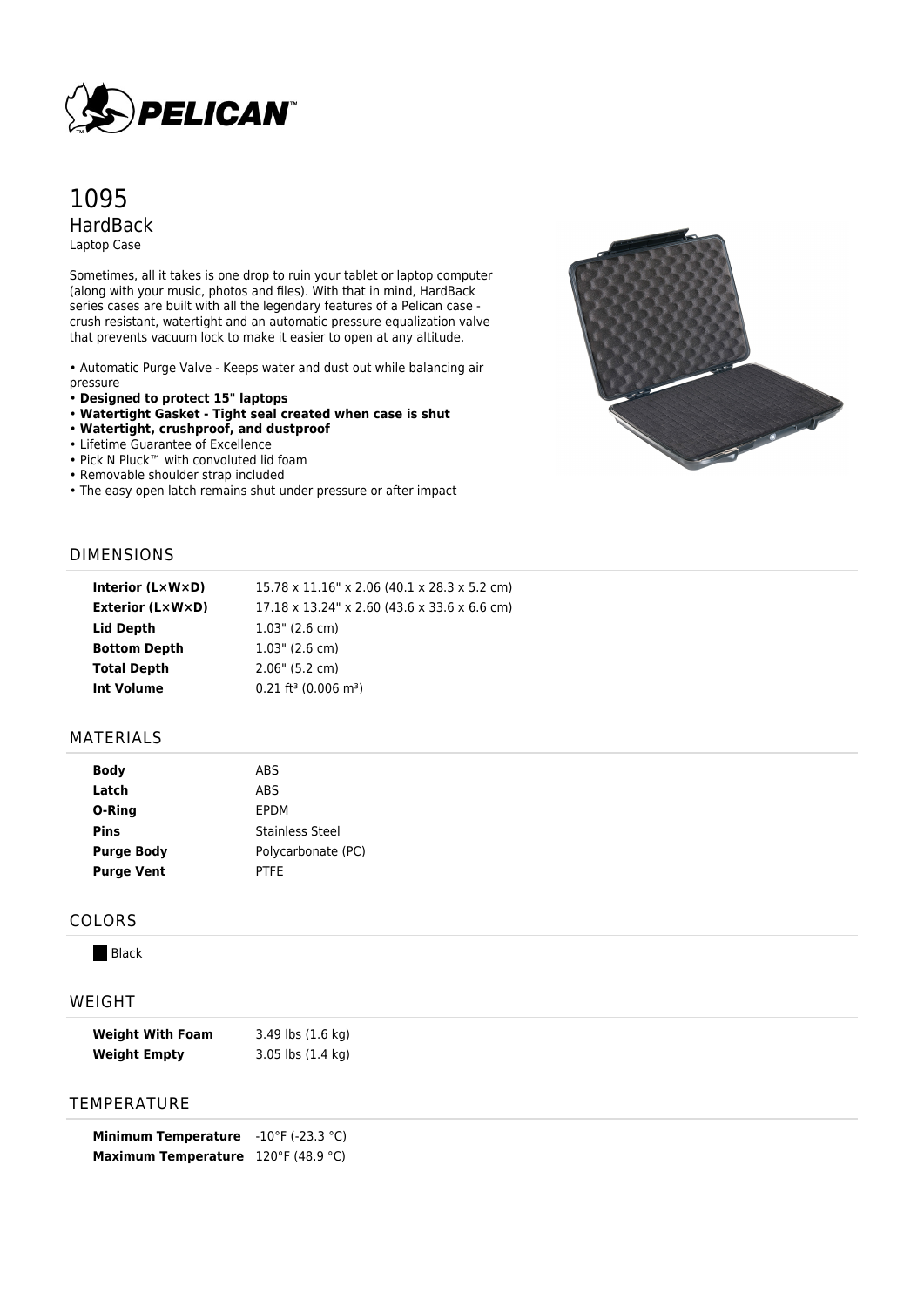# 1095

## HardBack

Laptop Case

Sometimes, all it takes is one drop to ruin your tablet or laptop computer (along with your music, photos and files). With that in mind, HardBack series cases are built with all the legendary features of a Pelican case - crush resistant, watertight and an automatic pressure equalization valve that prevents vacuum lock to make it easier to open at any altitude.

- Automatic Purge Valve - Keeps water and dust out while balancing air pressure
- **Designed to protect 15" laptops**
- **Watertight Gasket - Tight seal created when case is shut**
- **Watertight, crushproof, and dustproof**
- Lifetime Guarantee of Excellence
- Pick N Pluck™ with convoluted lid foam
- Removable shoulder strap included
- The easy open latch remains shut under pressure or after impact

## DIMENSIONS

| | |
|---|---|
| **Interior (L×W×D)** | 15.78 x 11.16" x 2.06 (40.1 x 28.3 x 5.2 cm) |
| **Exterior (L×W×D)** | 17.18 x 13.24" x 2.60 (43.6 x 33.6 x 6.6 cm) |
| **Lid Depth** | 1.03" (2.6 cm) |
| **Bottom Depth** | 1.03" (2.6 cm) |
| **Total Depth** | 2.06" (5.2 cm) |
| **Int Volume** | 0.21 ft³ (0.006 m³) |

## MATERIALS

| | |
|---|---|
| **Body** | ABS |
| **Latch** | ABS |
| **O-Ring** | EPDM |
| **Pins** | Stainless Steel |
| **Purge Body** | Polycarbonate (PC) |
| **Purge Vent** | PTFE |

## COLORS

Black

## WEIGHT

| | |
|---|---|
| **Weight With Foam** | 3.49 lbs (1.6 kg) |
| **Weight Empty** | 3.05 lbs (1.4 kg) |

## TEMPERATURE

| | |
|---|---|
| **Minimum Temperature** | -10°F (-23.3 °C) |
| **Maximum Temperature** | 120°F (48.9 °C) |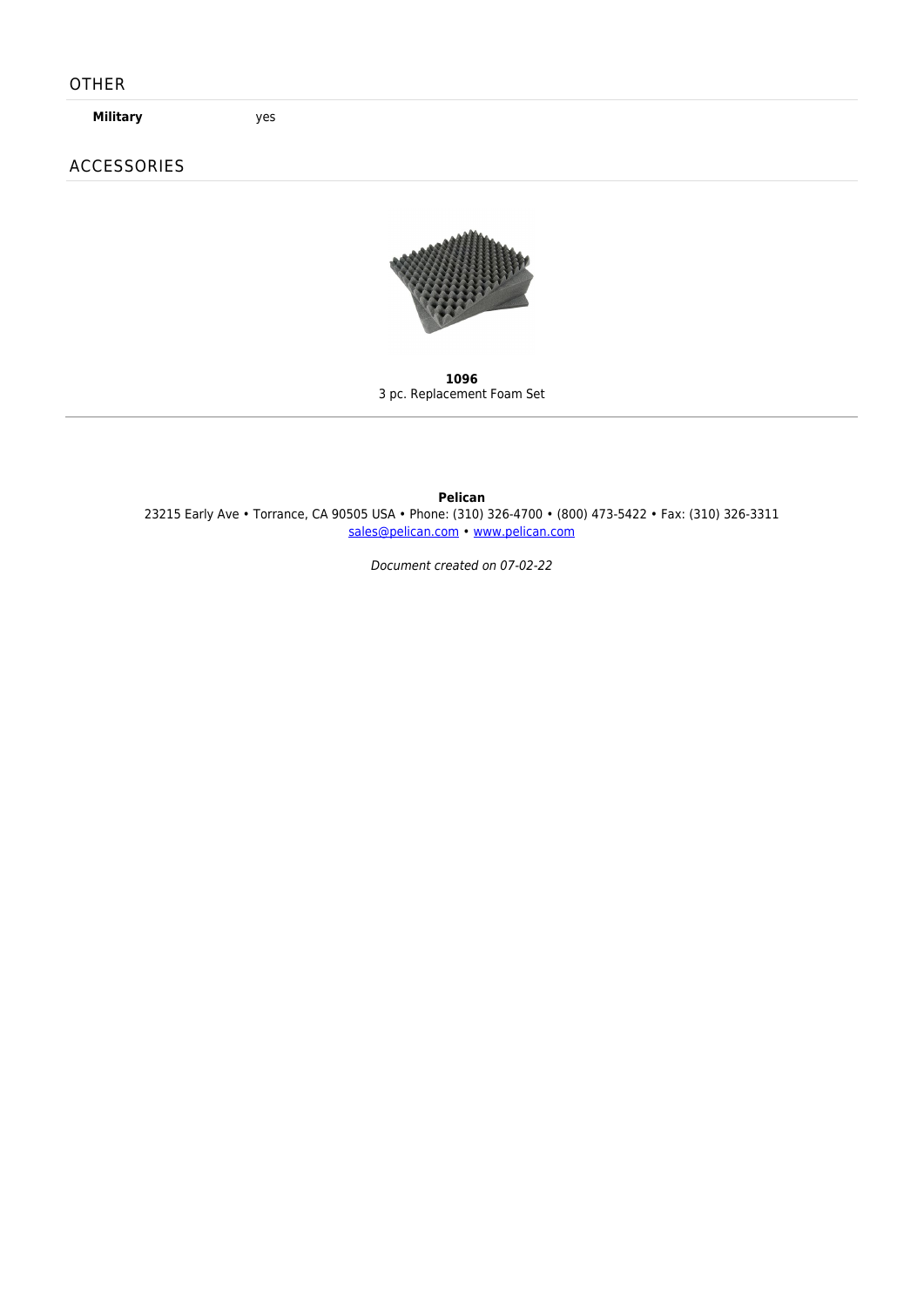## OTHER

| | |
|---|---|
| **Military** | yes |

## ACCESSORIES

**1096**
3 pc. Replacement Foam Set

---

**Pelican**
23215 Early Ave • Torrance, CA 90505 USA • Phone: (310) 326-4700 • (800) 473-5422 • Fax: (310) 326-3311
sales@pelican.com • www.pelican.com

*Document created on 07-02-22*